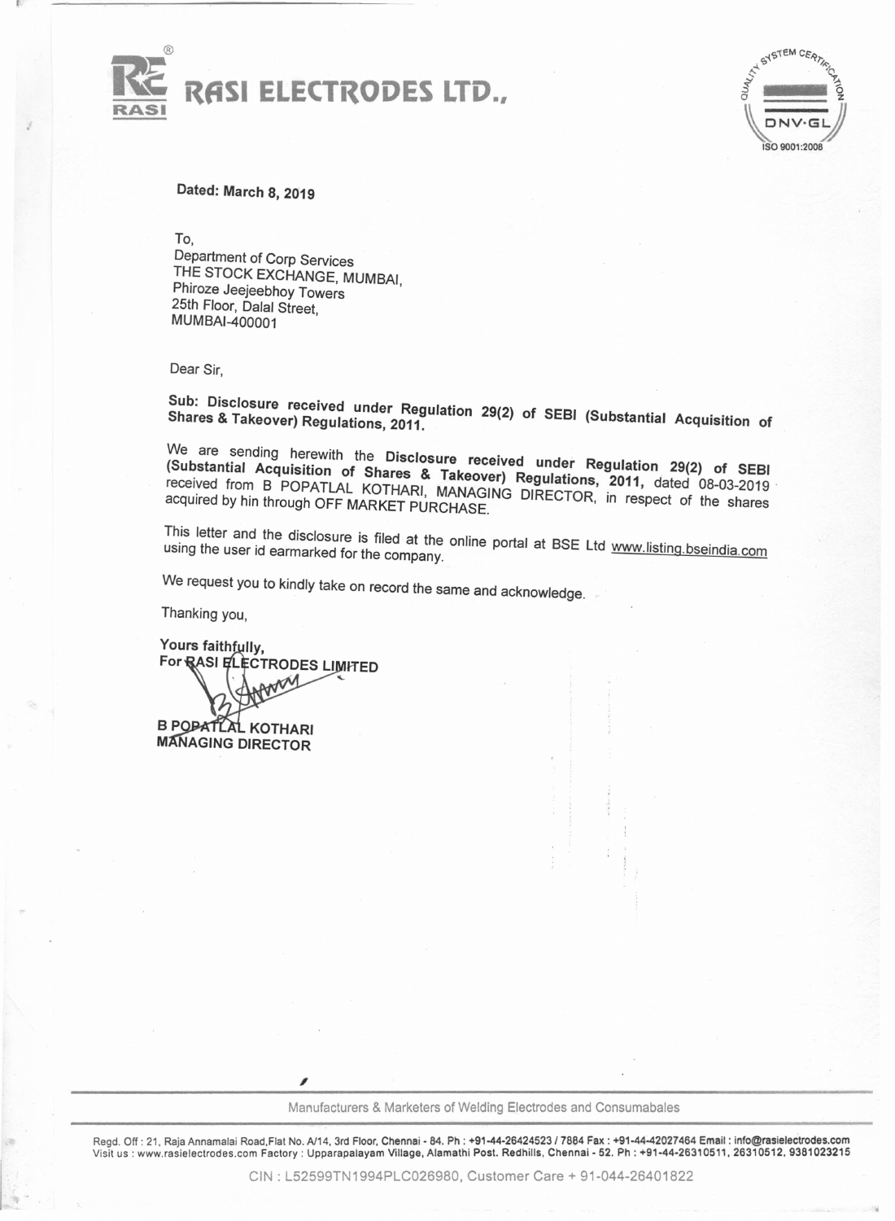# RASI ELECTRODES LTD.,

**Dated: March 8, 2019**

To,
Department of Corp Services
THE STOCK EXCHANGE, MUMBAI,
Phiroze Jeejeebhoy Towers
25th Floor, Dalal Street,
MUMBAI-400001

Dear Sir,

**Sub: Disclosure received under Regulation 29(2) of SEBI (Substantial Acquisition of Shares & Takeover) Regulations, 2011.**

We are sending herewith the **Disclosure received under Regulation 29(2) of SEBI (Substantial Acquisition of Shares & Takeover) Regulations, 2011,** dated 08-03-2019 received from B POPATLAL KOTHARI, MANAGING DIRECTOR, in respect of the shares acquired by hin through OFF MARKET PURCHASE.

This letter and the disclosure is filed at the online portal at BSE Ltd www.listing.bseindia.com using the user id earmarked for the company.

We request you to kindly take on record the same and acknowledge.

Thanking you,

**Yours faithfully,**
**For RASI ELECTRODES LIMITED**

**B POPATLAL KOTHARI**
**MANAGING DIRECTOR**

Manufacturers & Marketers of Welding Electrodes and Consumabales

Regd. Off : 21, Raja Annamalai Road,Flat No. A/14, 3rd Floor, Chennai - 84. Ph : +91-44-26424523 / 7884 Fax : +91-44-42027464 Email : info@rasielectrodes.com
Visit us : www.rasielectrodes.com Factory : Upparapalayam Village, Alamathi Post. Redhills, Chennai - 52. Ph : +91-44-26310511, 26310512, 9381023215

CIN : L52599TN1994PLC026980, Customer Care + 91-044-26401822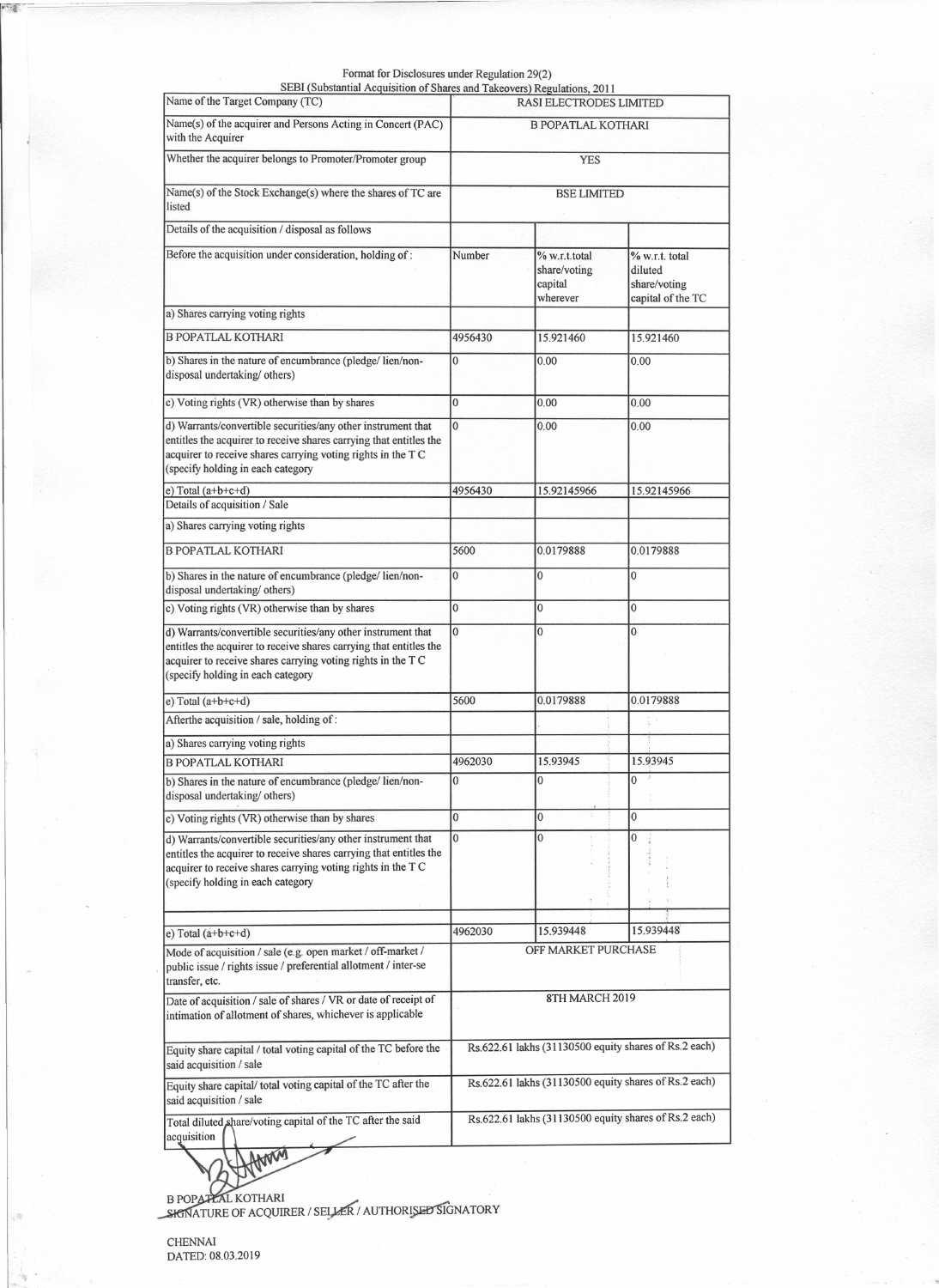Format for Disclosures under Regulation 29(2)

SEBI (Substantial Acquisition of Shares and Takeovers) Regulations, 2011

| | | | |
|---|---|---|---|
| Name of the Target Company (TC) | RASI ELECTRODES LIMITED | | |
| Name(s) of the acquirer and Persons Acting in Concert (PAC) with the Acquirer | B POPATLAL KOTHARI | | |
| Whether the acquirer belongs to Promoter/Promoter group | YES | | |
| Name(s) of the Stock Exchange(s) where the shares of TC are listed | BSE LIMITED | | |
| Details of the acquisition / disposal as follows | | | |
| Before the acquisition under consideration, holding of : | Number | % w.r.t.total share/voting capital wherever | % w.r.t. total diluted share/voting capital of the TC |
| a) Shares carrying voting rights | | | |
| B POPATLAL KOTHARI | 4956430 | 15.921460 | 15.921460 |
| b) Shares in the nature of encumbrance (pledge/ lien/non-disposal undertaking/ others) | 0 | 0.00 | 0.00 |
| c) Voting rights (VR) otherwise than by shares | 0 | 0.00 | 0.00 |
| d) Warrants/convertible securities/any other instrument that entitles the acquirer to receive shares carrying that entitles the acquirer to receive shares carrying voting rights in the T C (specify holding in each category | 0 | 0.00 | 0.00 |
| e) Total (a+b+c+d) | 4956430 | 15.92145966 | 15.92145966 |
| Details of acquisition / Sale | | | |
| a) Shares carrying voting rights | | | |
| B POPATLAL KOTHARI | 5600 | 0.0179888 | 0.0179888 |
| b) Shares in the nature of encumbrance (pledge/ lien/non-disposal undertaking/ others) | 0 | 0 | 0 |
| c) Voting rights (VR) otherwise than by shares | 0 | 0 | 0 |
| d) Warrants/convertible securities/any other instrument that entitles the acquirer to receive shares carrying that entitles the acquirer to receive shares carrying voting rights in the T C (specify holding in each category | 0 | 0 | 0 |
| e) Total (a+b+c+d) | 5600 | 0.0179888 | 0.0179888 |
| Afterthe acquisition / sale, holding of : | | | |
| a) Shares carrying voting rights | | | |
| B POPATLAL KOTHARI | 4962030 | 15.93945 | 15.93945 |
| b) Shares in the nature of encumbrance (pledge/ lien/non-disposal undertaking/ others) | 0 | 0 | 0 |
| c) Voting rights (VR) otherwise than by shares | 0 | 0 | 0 |
| d) Warrants/convertible securities/any other instrument that entitles the acquirer to receive shares carrying that entitles the acquirer to receive shares carrying voting rights in the T C (specify holding in each category | 0 | 0 | 0 |
| e) Total (a+b+c+d) | 4962030 | 15.939448 | 15.939448 |
| Mode of acquisition / sale (e.g. open market / off-market / public issue / rights issue / preferential allotment / inter-se transfer, etc. | OFF MARKET PURCHASE | | |
| Date of acquisition / sale of shares / VR or date of receipt of intimation of allotment of shares, whichever is applicable | 8TH MARCH 2019 | | |
| Equity share capital / total voting capital of the TC before the said acquisition / sale | Rs.622.61 lakhs (31130500 equity shares of Rs.2 each) | | |
| Equity share capital/ total voting capital of the TC after the said acquisition / sale | Rs.622.61 lakhs (31130500 equity shares of Rs.2 each) | | |
| Total diluted share/voting capital of the TC after the said acquisition | Rs.622.61 lakhs (31130500 equity shares of Rs.2 each) | | |

B POPATLAL KOTHARI

SIGNATURE OF ACQUIRER / SELLER / AUTHORISED SIGNATORY

CHENNAI

DATED: 08.03.2019